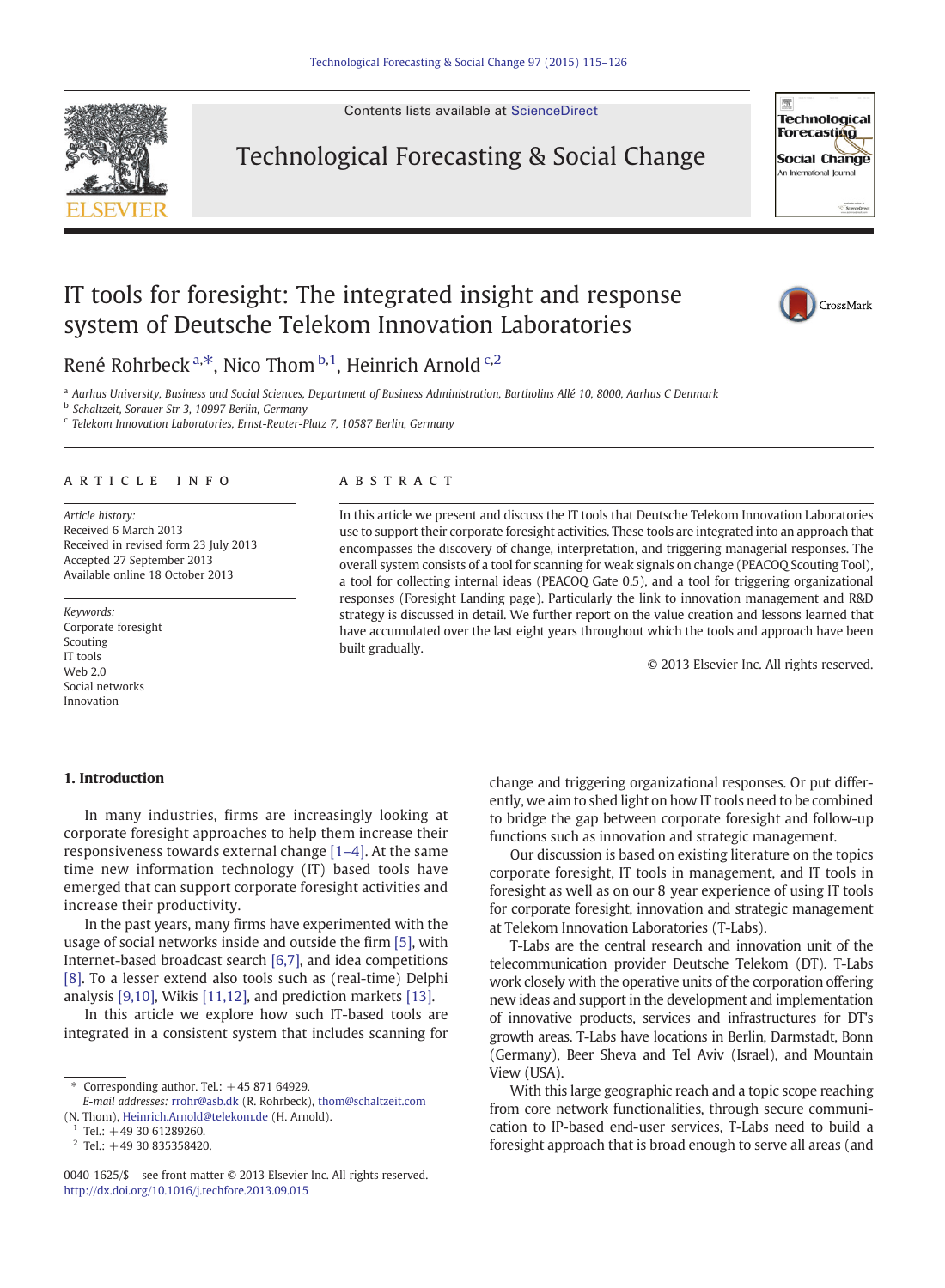# IT tools for foresight: The integrated insight and response system of Deutsche Telekom Innovation Laboratories

René Rohrbeck [a,*], Nico Thom [b,1], Heinrich Arnold [c,2]

[a] Aarhus University, Business and Social Sciences, Department of Business Administration, Bartholins Allé 10, 8000, Aarhus C Denmark
[b] Schaltzeit, Sorauer Str 3, 10997 Berlin, Germany
[c] Telekom Innovation Laboratories, Ernst-Reuter-Platz 7, 10587 Berlin, Germany

## ARTICLE INFO

*Article history:*
Received 6 March 2013
Received in revised form 23 July 2013
Accepted 27 September 2013
Available online 18 October 2013

*Keywords:*
Corporate foresight
Scouting
IT tools
Web 2.0
Social networks
Innovation

## ABSTRACT

In this article we present and discuss the IT tools that Deutsche Telekom Innovation Laboratories use to support their corporate foresight activities. These tools are integrated into an approach that encompasses the discovery of change, interpretation, and triggering managerial responses. The overall system consists of a tool for scanning for weak signals on change (PEACOQ Scouting Tool), a tool for collecting internal ideas (PEACOQ Gate 0.5), and a tool for triggering organizational responses (Foresight Landing page). Particularly the link to innovation management and R&D strategy is discussed in detail. We further report on the value creation and lessons learned that have accumulated over the last eight years throughout which the tools and approach have been built gradually.

© 2013 Elsevier Inc. All rights reserved.

## 1. Introduction

In many industries, firms are increasingly looking at corporate foresight approaches to help them increase their responsiveness towards external change [1–4]. At the same time new information technology (IT) based tools have emerged that can support corporate foresight activities and increase their productivity.

In the past years, many firms have experimented with the usage of social networks inside and outside the firm [5], with Internet-based broadcast search [6,7], and idea competitions [8]. To a lesser extend also tools such as (real-time) Delphi analysis [9,10], Wikis [11,12], and prediction markets [13].

In this article we explore how such IT-based tools are integrated in a consistent system that includes scanning for change and triggering organizational responses. Or put differently, we aim to shed light on how IT tools need to be combined to bridge the gap between corporate foresight and follow-up functions such as innovation and strategic management.

Our discussion is based on existing literature on the topics corporate foresight, IT tools in management, and IT tools in foresight as well as on our 8 year experience of using IT tools for corporate foresight, innovation and strategic management at Telekom Innovation Laboratories (T-Labs).

T-Labs are the central research and innovation unit of the telecommunication provider Deutsche Telekom (DT). T-Labs work closely with the operative units of the corporation offering new ideas and support in the development and implementation of innovative products, services and infrastructures for DT's growth areas. T-Labs have locations in Berlin, Darmstadt, Bonn (Germany), Beer Sheva and Tel Aviv (Israel), and Mountain View (USA).

With this large geographic reach and a topic scope reaching from core network functionalities, through secure communication to IP-based end-user services, T-Labs need to build a foresight approach that is broad enough to serve all areas (and

---

* Corresponding author. Tel.: +45 871 64929.
*E-mail addresses:* rrohr@asb.dk (R. Rohrbeck), thom@schaltzeit.com (N. Thom), Heinrich.Arnold@telekom.de (H. Arnold).
[1] Tel.: +49 30 61289260.
[2] Tel.: +49 30 835358420.

0040-1625/$ – see front matter © 2013 Elsevier Inc. All rights reserved.
http://dx.doi.org/10.1016/j.techfore.2013.09.015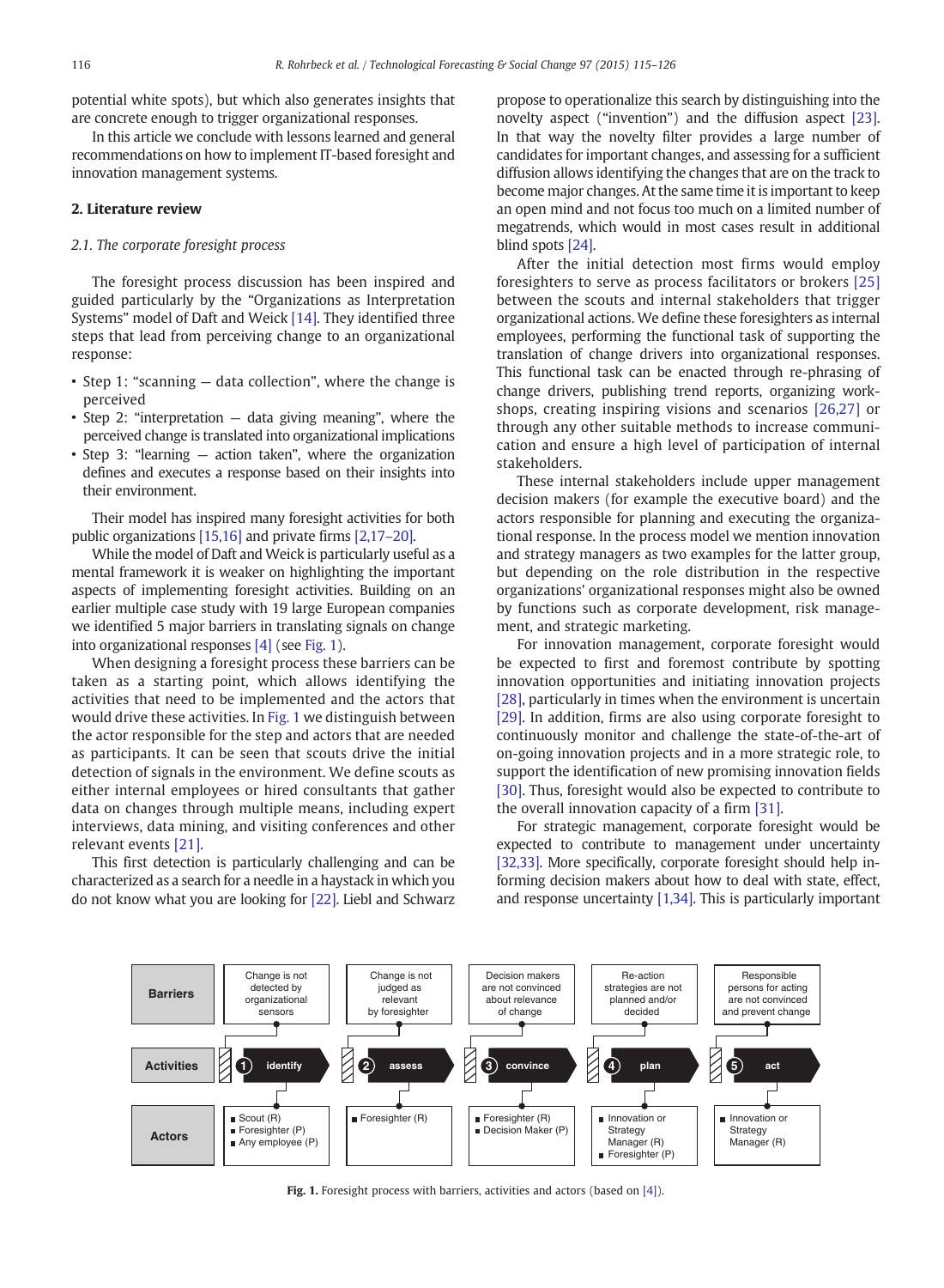potential white spots), but which also generates insights that are concrete enough to trigger organizational responses.

In this article we conclude with lessons learned and general recommendations on how to implement IT-based foresight and innovation management systems.

## 2. Literature review

### 2.1. The corporate foresight process

The foresight process discussion has been inspired and guided particularly by the "Organizations as Interpretation Systems" model of Daft and Weick [14]. They identified three steps that lead from perceiving change to an organizational response:

- Step 1: "scanning — data collection", where the change is perceived
- Step 2: "interpretation — data giving meaning", where the perceived change is translated into organizational implications
- Step 3: "learning — action taken", where the organization defines and executes a response based on their insights into their environment.

Their model has inspired many foresight activities for both public organizations [15,16] and private firms [2,17–20].

While the model of Daft and Weick is particularly useful as a mental framework it is weaker on highlighting the important aspects of implementing foresight activities. Building on an earlier multiple case study with 19 large European companies we identified 5 major barriers in translating signals on change into organizational responses [4] (see Fig. 1).

When designing a foresight process these barriers can be taken as a starting point, which allows identifying the activities that need to be implemented and the actors that would drive these activities. In Fig. 1 we distinguish between the actor responsible for the step and actors that are needed as participants. It can be seen that scouts drive the initial detection of signals in the environment. We define scouts as either internal employees or hired consultants that gather data on changes through multiple means, including expert interviews, data mining, and visiting conferences and other relevant events [21].

This first detection is particularly challenging and can be characterized as a search for a needle in a haystack in which you do not know what you are looking for [22]. Liebl and Schwarz propose to operationalize this search by distinguishing into the novelty aspect ("invention") and the diffusion aspect [23]. In that way the novelty filter provides a large number of candidates for important changes, and assessing for a sufficient diffusion allows identifying the changes that are on the track to become major changes. At the same time it is important to keep an open mind and not focus too much on a limited number of megatrends, which would in most cases result in additional blind spots [24].

After the initial detection most firms would employ foresighters to serve as process facilitators or brokers [25] between the scouts and internal stakeholders that trigger organizational actions. We define these foresighters as internal employees, performing the functional task of supporting the translation of change drivers into organizational responses. This functional task can be enacted through re-phrasing of change drivers, publishing trend reports, organizing workshops, creating inspiring visions and scenarios [26,27] or through any other suitable methods to increase communication and ensure a high level of participation of internal stakeholders.

These internal stakeholders include upper management decision makers (for example the executive board) and the actors responsible for planning and executing the organizational response. In the process model we mention innovation and strategy managers as two examples for the latter group, but depending on the role distribution in the respective organizations' organizational responses might also be owned by functions such as corporate development, risk management, and strategic marketing.

For innovation management, corporate foresight would be expected to first and foremost contribute by spotting innovation opportunities and initiating innovation projects [28], particularly in times when the environment is uncertain [29]. In addition, firms are also using corporate foresight to continuously monitor and challenge the state-of-the-art of on-going innovation projects and in a more strategic role, to support the identification of new promising innovation fields [30]. Thus, foresight would also be expected to contribute to the overall innovation capacity of a firm [31].

For strategic management, corporate foresight would be expected to contribute to management under uncertainty [32,33]. More specifically, corporate foresight should help informing decision makers about how to deal with state, effect, and response uncertainty [1,34]. This is particularly important

| | | | | | |
|---|---|---|---|---|---|
| **Barriers** | Change is not detected by organizational sensors | Change is not judged as relevant by foresighter | Decision makers are not convinced about relevance of change | Re-action strategies are not planned and/or decided | Responsible persons for acting are not convinced and prevent change |
| **Activities** | 1 identify | 2 assess | 3 convince | 4 plan | 5 act |
| **Actors** | Scout (R), Foresighter (P), Any employee (P) | Foresighter (R) | Foresighter (R), Decision Maker (P) | Innovation or Strategy Manager (R), Foresighter (P) | Innovation or Strategy Manager (R) |

**Fig. 1.** Foresight process with barriers, activities and actors (based on [4]).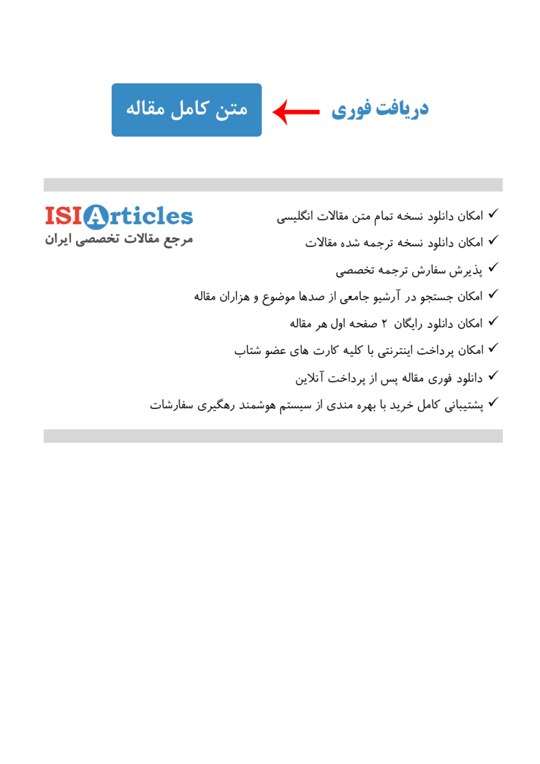متن کامل مقاله ← دریافت فوری

**ISIArticles**
مرجع مقالات تخصصی ایران

- ✓ امکان دانلود نسخه تمام متن مقالات انگلیسی
- ✓ امکان دانلود نسخه ترجمه شده مقالات
- ✓ پذیرش سفارش ترجمه تخصصی
- ✓ امکان جستجو در آرشیو جامعی از صدها موضوع و هزاران مقاله
- ✓ امکان دانلود رایگان ۲ صفحه اول هر مقاله
- ✓ امکان پرداخت اینترنتی با کلیه کارت های عضو شتاب
- ✓ دانلود فوری مقاله پس از پرداخت آنلاین
- ✓ پشتیبانی کامل خرید با بهره مندی از سیستم هوشمند رهگیری سفارشات